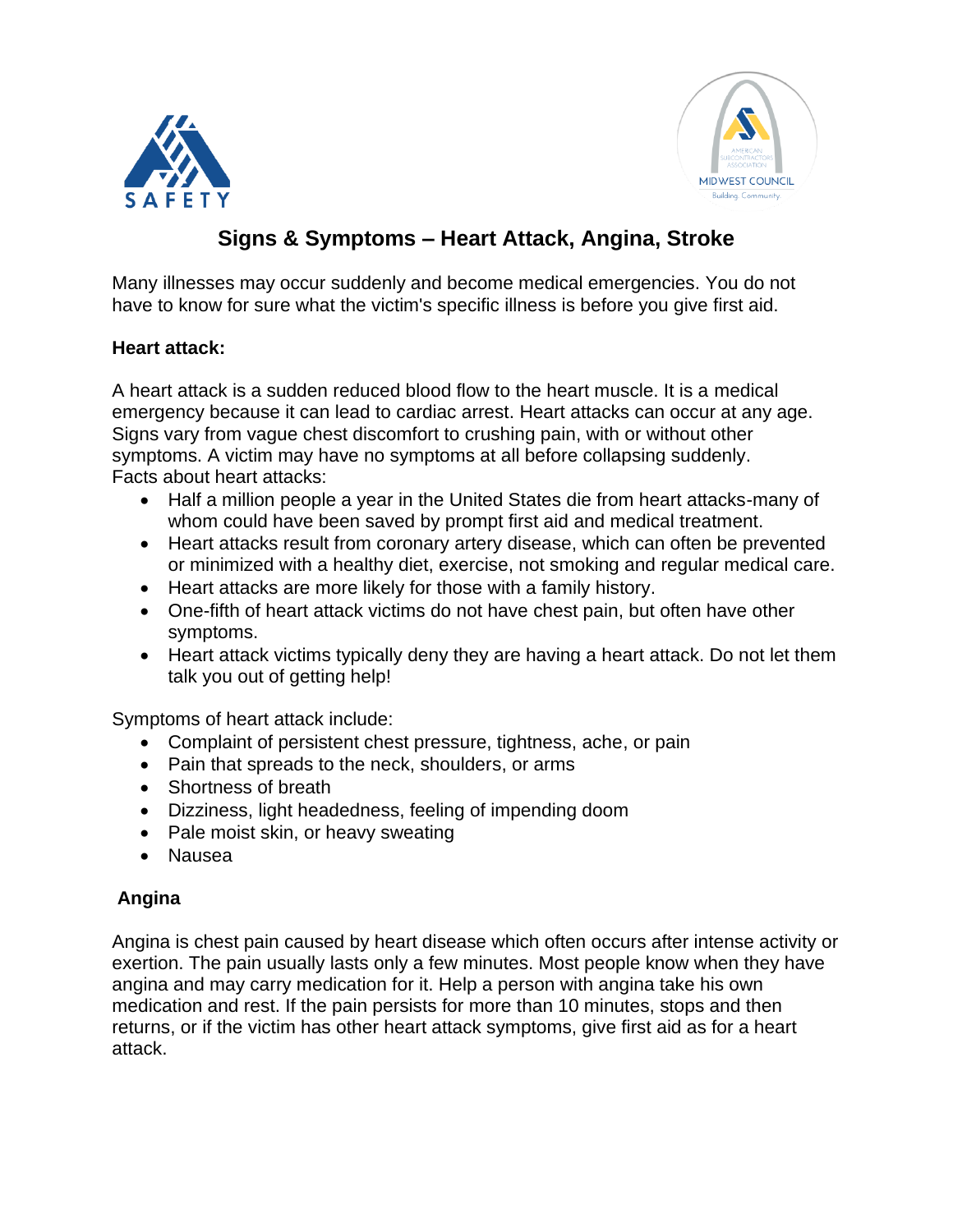# Signs & Symptoms – Heart Attack, Angina, Stroke

Many illnesses may occur suddenly and become medical emergencies. You do not have to know for sure what the victim's specific illness is before you give first aid.

**Heart attack:**

A heart attack is a sudden reduced blood flow to the heart muscle. It is a medical emergency because it can lead to cardiac arrest. Heart attacks can occur at any age. Signs vary from vague chest discomfort to crushing pain, with or without other symptoms. A victim may have no symptoms at all before collapsing suddenly.
Facts about heart attacks:

- Half a million people a year in the United States die from heart attacks-many of whom could have been saved by prompt first aid and medical treatment.
- Heart attacks result from coronary artery disease, which can often be prevented or minimized with a healthy diet, exercise, not smoking and regular medical care.
- Heart attacks are more likely for those with a family history.
- One-fifth of heart attack victims do not have chest pain, but often have other symptoms.
- Heart attack victims typically deny they are having a heart attack. Do not let them talk you out of getting help!

Symptoms of heart attack include:

- Complaint of persistent chest pressure, tightness, ache, or pain
- Pain that spreads to the neck, shoulders, or arms
- Shortness of breath
- Dizziness, light headedness, feeling of impending doom
- Pale moist skin, or heavy sweating
- Nausea

**Angina**

Angina is chest pain caused by heart disease which often occurs after intense activity or exertion. The pain usually lasts only a few minutes. Most people know when they have angina and may carry medication for it. Help a person with angina take his own medication and rest. If the pain persists for more than 10 minutes, stops and then returns, or if the victim has other heart attack symptoms, give first aid as for a heart attack.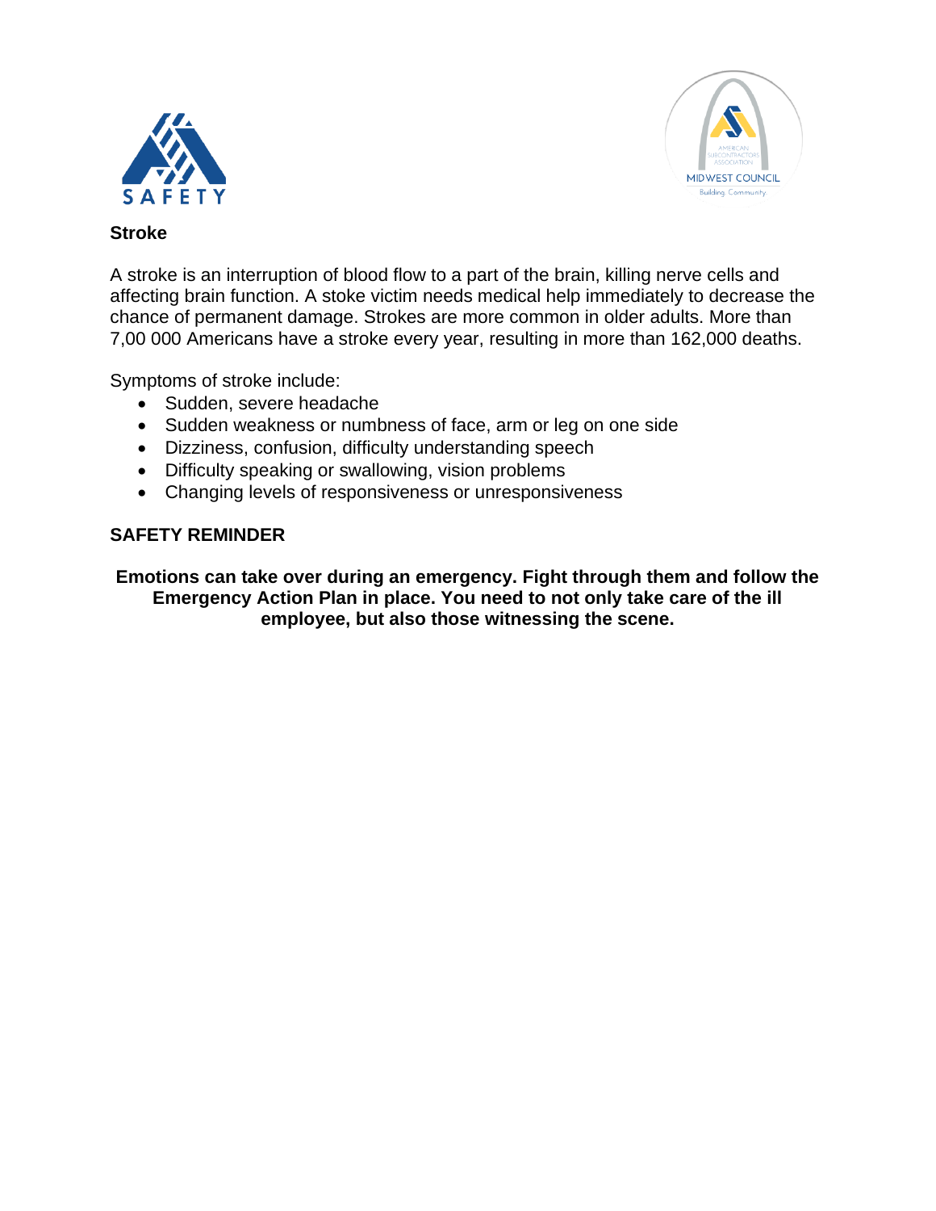**Stroke**

A stroke is an interruption of blood flow to a part of the brain, killing nerve cells and affecting brain function. A stoke victim needs medical help immediately to decrease the chance of permanent damage. Strokes are more common in older adults. More than 7,00 000 Americans have a stroke every year, resulting in more than 162,000 deaths.

Symptoms of stroke include:

- Sudden, severe headache
- Sudden weakness or numbness of face, arm or leg on one side
- Dizziness, confusion, difficulty understanding speech
- Difficulty speaking or swallowing, vision problems
- Changing levels of responsiveness or unresponsiveness

**SAFETY REMINDER**

**Emotions can take over during an emergency. Fight through them and follow the Emergency Action Plan in place. You need to not only take care of the ill employee, but also those witnessing the scene.**